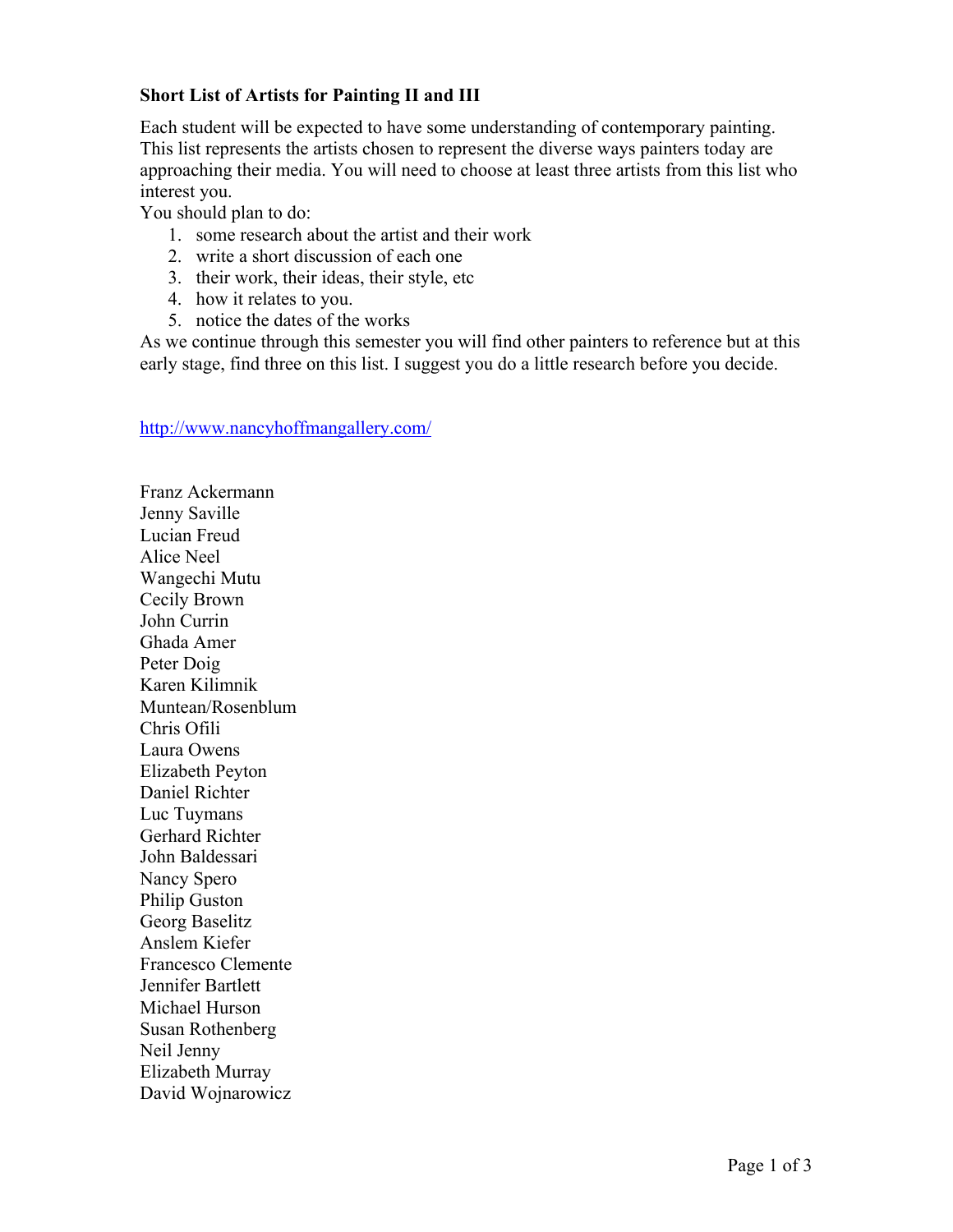**Short List of Artists for Painting II and III**

Each student will be expected to have some understanding of contemporary painting. This list represents the artists chosen to represent the diverse ways painters today are approaching their media. You will need to choose at least three artists from this list who interest you.

You should plan to do:

1. some research about the artist and their work
2. write a short discussion of each one
3. their work, their ideas, their style, etc
4. how it relates to you.
5. notice the dates of the works

As we continue through this semester you will find other painters to reference but at this early stage, find three on this list. I suggest you do a little research before you decide.

http://www.nancyhoffmangallery.com/

Franz Ackermann
Jenny Saville
Lucian Freud
Alice Neel
Wangechi Mutu
Cecily Brown
John Currin
Ghada Amer
Peter Doig
Karen Kilimnik
Muntean/Rosenblum
Chris Ofili
Laura Owens
Elizabeth Peyton
Daniel Richter
Luc Tuymans
Gerhard Richter
John Baldessari
Nancy Spero
Philip Guston
Georg Baselitz
Anslem Kiefer
Francesco Clemente
Jennifer Bartlett
Michael Hurson
Susan Rothenberg
Neil Jenny
Elizabeth Murray
David Wojnarowicz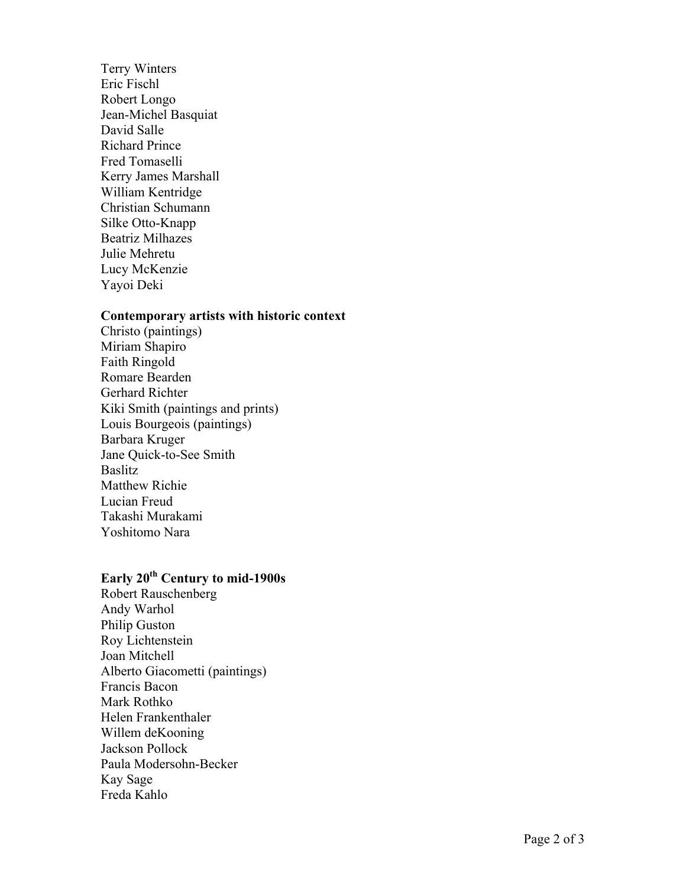Terry Winters
Eric Fischl
Robert Longo
Jean-Michel Basquiat
David Salle
Richard Prince
Fred Tomaselli
Kerry James Marshall
William Kentridge
Christian Schumann
Silke Otto-Knapp
Beatriz Milhazes
Julie Mehretu
Lucy McKenzie
Yayoi Deki

**Contemporary artists with historic context**
Christo (paintings)
Miriam Shapiro
Faith Ringold
Romare Bearden
Gerhard Richter
Kiki Smith (paintings and prints)
Louis Bourgeois (paintings)
Barbara Kruger
Jane Quick-to-See Smith
Baslitz
Matthew Richie
Lucian Freud
Takashi Murakami
Yoshitomo Nara

**Early 20th Century to mid-1900s**
Robert Rauschenberg
Andy Warhol
Philip Guston
Roy Lichtenstein
Joan Mitchell
Alberto Giacometti (paintings)
Francis Bacon
Mark Rothko
Helen Frankenthaler
Willem deKooning
Jackson Pollock
Paula Modersohn-Becker
Kay Sage
Freda Kahlo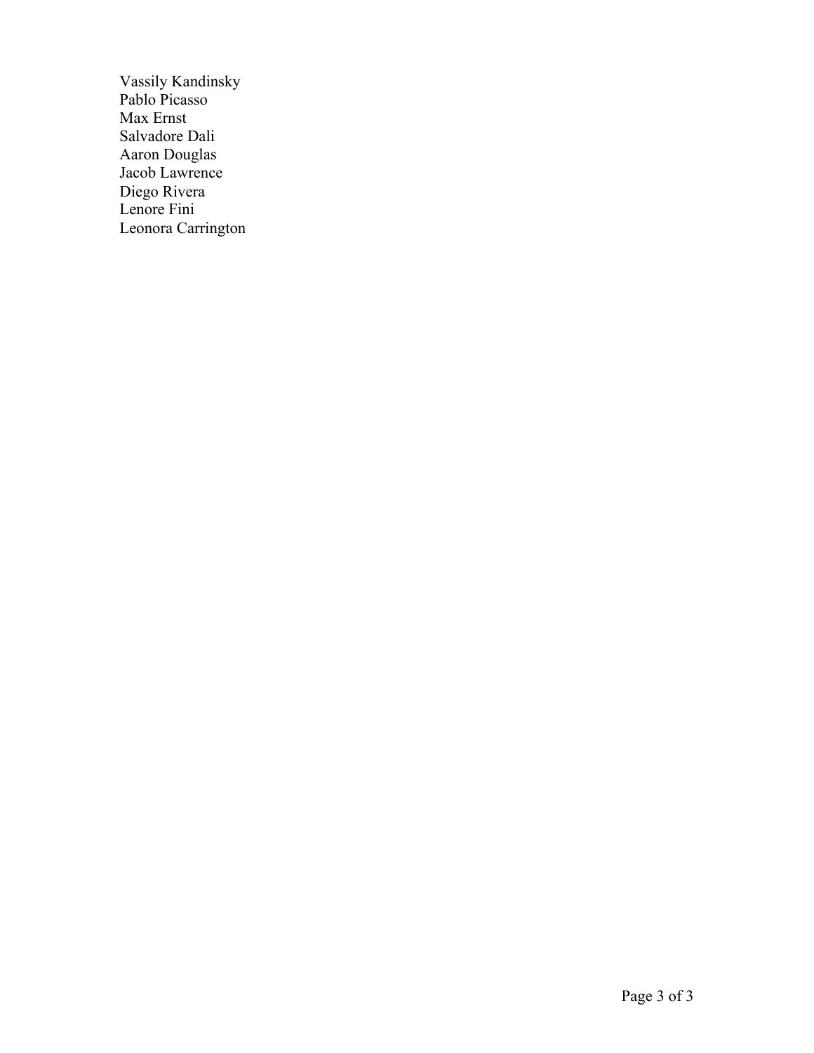Vassily Kandinsky
Pablo Picasso
Max Ernst
Salvadore Dali
Aaron Douglas
Jacob Lawrence
Diego Rivera
Lenore Fini
Leonora Carrington